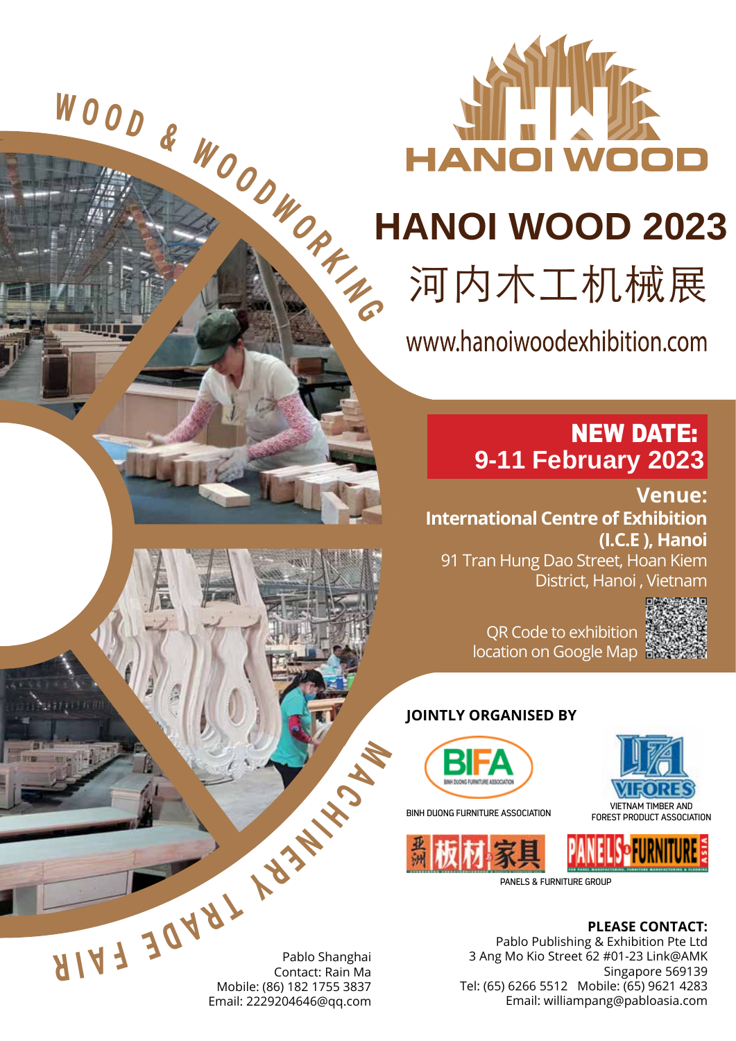WOOD & WOODWORKING

MACHINERY TRADE FAIR

HANOI WOOD

# HANOI WOOD 2023

# 河内木工机械展

www.hanoiwoodexhibition.com

**NEW DATE:**
**9-11 February 2023**

**Venue:**
**International Centre of Exhibition (I.C.E ), Hanoi**
91 Tran Hung Dao Street, Hoan Kiem District, Hanoi , Vietnam

QR Code to exhibition location on Google Map

**JOINTLY ORGANISED BY**

BIFA
BINH DUONG FURNITURE ASSOCIATION

VIFORES
VIETNAM TIMBER AND FOREST PRODUCT ASSOCIATION

亚洲 板材 家具 / PANELS & FURNITURE ASIA
PANELS & FURNITURE GROUP

Pablo Shanghai
Contact: Rain Ma
Mobile: (86) 182 1755 3837
Email: 2229204646@qq.com

**PLEASE CONTACT:**
Pablo Publishing & Exhibition Pte Ltd
3 Ang Mo Kio Street 62 #01-23 Link@AMK
Singapore 569139
Tel: (65) 6266 5512 Mobile: (65) 9621 4283
Email: williampang@pabloasia.com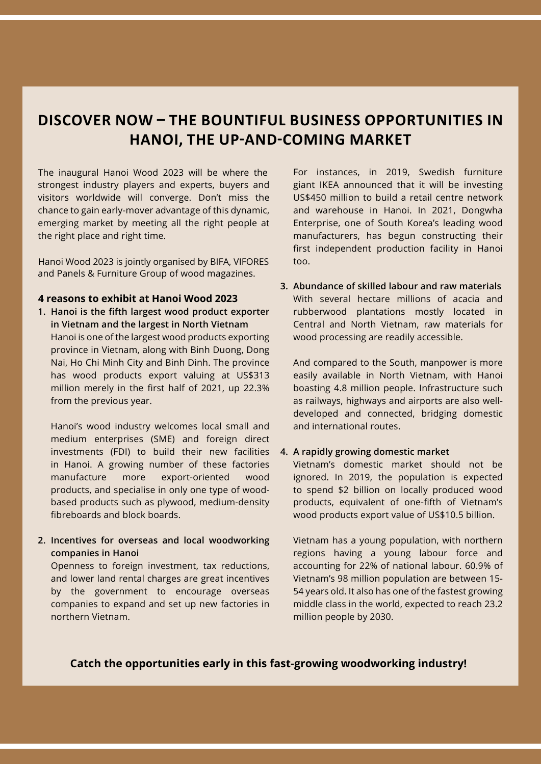# DISCOVER NOW – THE BOUNTIFUL BUSINESS OPPORTUNITIES IN HANOI, THE UP-AND-COMING MARKET

The inaugural Hanoi Wood 2023 will be where the strongest industry players and experts, buyers and visitors worldwide will converge. Don't miss the chance to gain early-mover advantage of this dynamic, emerging market by meeting all the right people at the right place and right time.

Hanoi Wood 2023 is jointly organised by BIFA, VIFORES and Panels & Furniture Group of wood magazines.

**4 reasons to exhibit at Hanoi Wood 2023**

1. **Hanoi is the fifth largest wood product exporter in Vietnam and the largest in North Vietnam**
   Hanoi is one of the largest wood products exporting province in Vietnam, along with Binh Duong, Dong Nai, Ho Chi Minh City and Binh Dinh. The province has wood products export valuing at US$313 million merely in the first half of 2021, up 22.3% from the previous year.

   Hanoi's wood industry welcomes local small and medium enterprises (SME) and foreign direct investments (FDI) to build their new facilities in Hanoi. A growing number of these factories manufacture more export-oriented wood products, and specialise in only one type of wood-based products such as plywood, medium-density fibreboards and block boards.

2. **Incentives for overseas and local woodworking companies in Hanoi**
   Openness to foreign investment, tax reductions, and lower land rental charges are great incentives by the government to encourage overseas companies to expand and set up new factories in northern Vietnam.

   For instances, in 2019, Swedish furniture giant IKEA announced that it will be investing US$450 million to build a retail centre network and warehouse in Hanoi. In 2021, Dongwha Enterprise, one of South Korea's leading wood manufacturers, has begun constructing their first independent production facility in Hanoi too.

3. **Abundance of skilled labour and raw materials**
   With several hectare millions of acacia and rubberwood plantations mostly located in Central and North Vietnam, raw materials for wood processing are readily accessible.

   And compared to the South, manpower is more easily available in North Vietnam, with Hanoi boasting 4.8 million people. Infrastructure such as railways, highways and airports are also well-developed and connected, bridging domestic and international routes.

4. **A rapidly growing domestic market**
   Vietnam's domestic market should not be ignored. In 2019, the population is expected to spend $2 billion on locally produced wood products, equivalent of one-fifth of Vietnam's wood products export value of US$10.5 billion.

   Vietnam has a young population, with northern regions having a young labour force and accounting for 22% of national labour. 60.9% of Vietnam's 98 million population are between 15-54 years old. It also has one of the fastest growing middle class in the world, expected to reach 23.2 million people by 2030.

**Catch the opportunities early in this fast-growing woodworking industry!**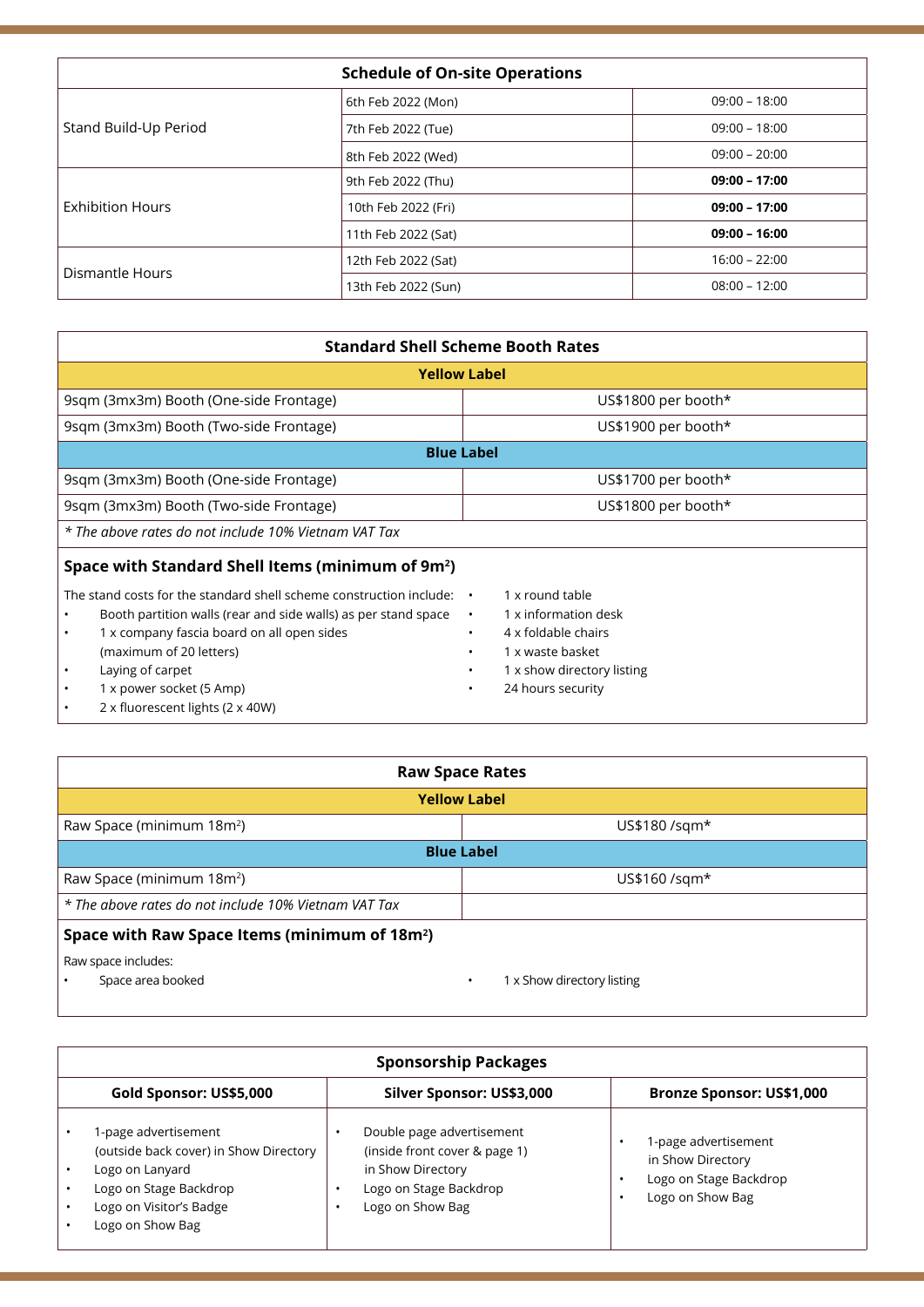| Schedule of On-site Operations | | |
|---|---|---|
| Stand Build-Up Period | 6th Feb 2022 (Mon) | 09:00 – 18:00 |
| | 7th Feb 2022 (Tue) | 09:00 – 18:00 |
| | 8th Feb 2022 (Wed) | 09:00 – 20:00 |
| Exhibition Hours | 9th Feb 2022 (Thu) | **09:00 – 17:00** |
| | 10th Feb 2022 (Fri) | **09:00 – 17:00** |
| | 11th Feb 2022 (Sat) | **09:00 – 16:00** |
| Dismantle Hours | 12th Feb 2022 (Sat) | 16:00 – 22:00 |
| | 13th Feb 2022 (Sun) | 08:00 – 12:00 |

| Standard Shell Scheme Booth Rates | |
|---|---|
| **Yellow Label** | |
| 9sqm (3mx3m) Booth (One-side Frontage) | US$1800 per booth* |
| 9sqm (3mx3m) Booth (Two-side Frontage) | US$1900 per booth* |
| **Blue Label** | |
| 9sqm (3mx3m) Booth (One-side Frontage) | US$1700 per booth* |
| 9sqm (3mx3m) Booth (Two-side Frontage) | US$1800 per booth* |
| *\* The above rates do not include 10% Vietnam VAT Tax* | |

### Space with Standard Shell Items (minimum of 9m²)

The stand costs for the standard shell scheme construction include:

- Booth partition walls (rear and side walls) as per stand space
- 1 x company fascia board on all open sides (maximum of 20 letters)
- Laying of carpet
- 1 x power socket (5 Amp)
- 2 x fluorescent lights (2 x 40W)
- 1 x round table
- 1 x information desk
- 4 x foldable chairs
- 1 x waste basket
- 1 x show directory listing
- 24 hours security

| Raw Space Rates | |
|---|---|
| **Yellow Label** | |
| Raw Space (minimum 18m²) | US$180 /sqm* |
| **Blue Label** | |
| Raw Space (minimum 18m²) | US$160 /sqm* |
| *\* The above rates do not include 10% Vietnam VAT Tax* | |

### Space with Raw Space Items (minimum of 18m²)

Raw space includes:

- Space area booked
- 1 x Show directory listing

| Sponsorship Packages | | |
|---|---|---|
| **Gold Sponsor: US$5,000** | **Silver Sponsor: US$3,000** | **Bronze Sponsor: US$1,000** |
| • 1-page advertisement (outside back cover) in Show Directory<br>• Logo on Lanyard<br>• Logo on Stage Backdrop<br>• Logo on Visitor's Badge<br>• Logo on Show Bag | • Double page advertisement (inside front cover & page 1) in Show Directory<br>• Logo on Stage Backdrop<br>• Logo on Show Bag | • 1-page advertisement in Show Directory<br>• Logo on Stage Backdrop<br>• Logo on Show Bag |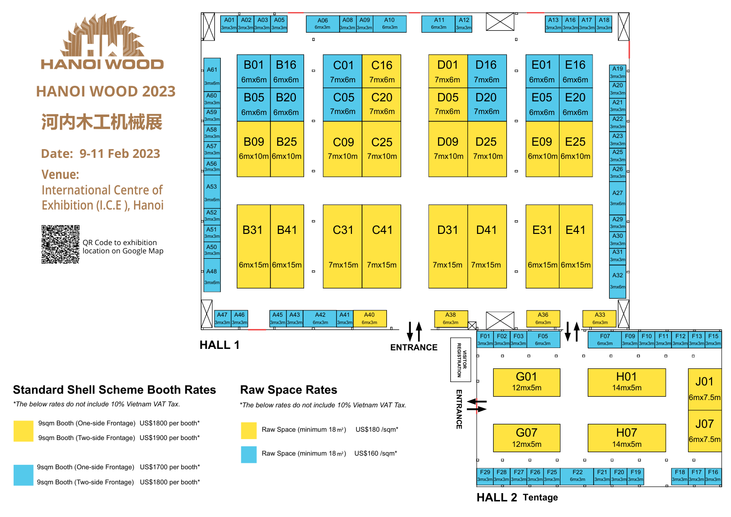# HANOI WOOD

## HANOI WOOD 2023

## 河内木工机械展

**Date: 9-11 Feb 2023**

**Venue:**
International Centre of Exhibition (I.C.E ), Hanoi

QR Code to exhibition location on Google Map

HALL 1

ENTRANCE

VISITOR REGISTRATION

ENTRANCE

HALL 2 Tentage

A01 3mx3m
A02 3mx3m
A03 3mx3m
A05 3mx3m
A06 6mx3m
A08 3mx3m
A09 3mx3m
A10 6mx3m
A11 6mx3m
A12 3mx3m
A13 3mx3m
A16 3mx3m
A17 3mx3m
A18 3mx3m
A19 3mx3m
A20 3mx3m
A21 3mx3m
A22 3mx3m
A23 3mx3m
A25 3mx3m
A26 3mx3m
A27 3mx6m
A29 3mx3m
A30 3mx3m
A31 3mx3m
A32 3mx6m
A33 6mx3m
A36 6mx3m
A38 6mx3m
A40 6mx3m
A41 3mx3m
A42 6mx3m
A43 3mx3m
A45 3mx3m
A46 3mx3m
A47 3mx3m
A48 3mx6m
A50 3mx3m
A51 3mx3m
A52 3mx3m
A53 3mx6m
A56 3mx3m
A57 3mx3m
A58 3mx3m
A59 3mx3m
A60 3mx3m
A61 3mx6m

B01 6mx6m
B16 6mx6m
B05 6mx6m
B20 6mx6m
B09 6mx10m
B25 6mx10m
B31 6mx15m
B41 6mx15m

C01 7mx6m
C16 7mx6m
C05 7mx6m
C20 7mx6m
C09 7mx10m
C25 7mx10m
C31 7mx15m
C41 7mx15m

D01 7mx6m
D16 7mx6m
D05 7mx6m
D20 7mx6m
D09 7mx10m
D25 7mx10m
D31 7mx15m
D41 7mx15m

E01 6mx6m
E16 6mx6m
E05 6mx6m
E20 6mx6m
E09 6mx10m
E25 6mx10m
E31 6mx15m
E41 6mx15m

F01 3mx3m
F02 3mx3m
F03 3mx3m
F05 6mx3m
F07 6mx3m
F09 3mx3m
F10 3mx3m
F11 3mx3m
F12 3mx3m
F13 3mx3m
F15 3mx3m
F16 3mx3m
F17 3mx3m
F18 3mx3m
F19 3mx3m
F20 3mx3m
F21 3mx3m
F22 6mx3m
F25 3mx3m
F26 3mx3m
F27 3mx3m
F28 3mx3m
F29 3mx3m

G01 12mx5m
G07 12mx5m
H01 14mx5m
H07 14mx5m
J01 6mx7.5m
J07 6mx7.5m

## Standard Shell Scheme Booth Rates

*\*The below rates do not include 10% Vietnam VAT Tax.*

| Color | Booth | Rate |
|---|---|---|
| Yellow | 9sqm Booth (One-side Frontage) | US$1800 per booth* |
| Yellow | 9sqm Booth (Two-side Frontage) | US$1900 per booth* |
| Blue | 9sqm Booth (One-side Frontage) | US$1700 per booth* |
| Blue | 9sqm Booth (Two-side Frontage) | US$1800 per booth* |

## Raw Space Rates

*\*The below rates do not include 10% Vietnam VAT Tax.*

| Color | Space | Rate |
|---|---|---|
| Yellow | Raw Space (minimum 18 m²) | US$180 /sqm* |
| Blue | Raw Space (minimum 18 m²) | US$160 /sqm* |